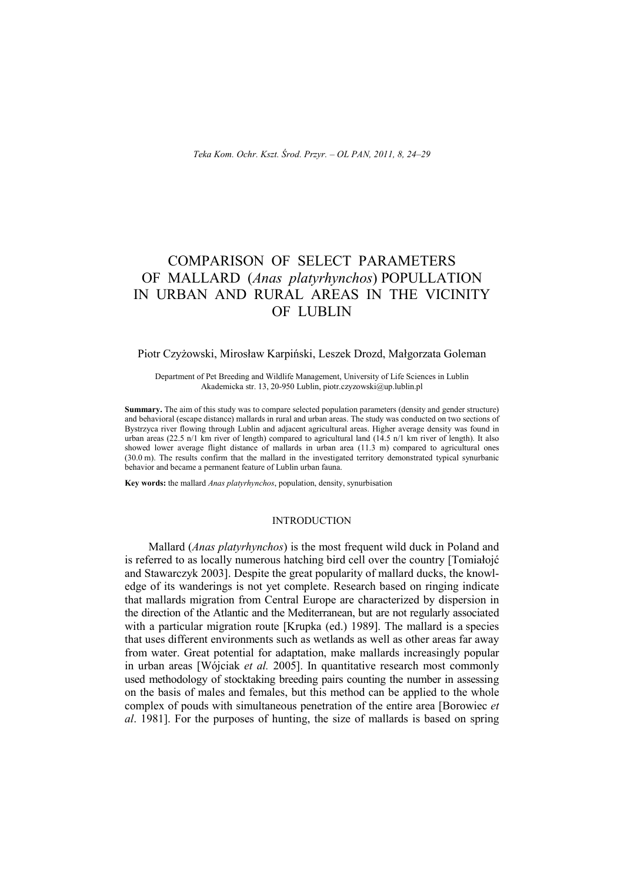# COMPARISON OF SELECT PARAMETERS OF MALLARD (*Anas platyrhynchos*) POPULLATION IN URBAN AND RURAL AREAS IN THE VICINITY OF LUBLIN

Piotr Czyżowski, Mirosław Karpiński, Leszek Drozd, Małgorzata Goleman

Department of Pet Breeding and Wildlife Management, University of Life Sciences in Lublin
Akademicka str. 13, 20-950 Lublin, piotr.czyzowski@up.lublin.pl

**Summary.** The aim of this study was to compare selected population parameters (density and gender structure) and behavioral (escape distance) mallards in rural and urban areas. The study was conducted on two sections of Bystrzyca river flowing through Lublin and adjacent agricultural areas. Higher average density was found in urban areas (22.5 n/1 km river of length) compared to agricultural land (14.5 n/1 km river of length). It also showed lower average flight distance of mallards in urban area (11.3 m) compared to agricultural ones (30.0 m). The results confirm that the mallard in the investigated territory demonstrated typical synurbanic behavior and became a permanent feature of Lublin urban fauna.

**Key words:** the mallard *Anas platyrhynchos*, population, density, synurbisation

## INTRODUCTION

Mallard (*Anas platyrhynchos*) is the most frequent wild duck in Poland and is referred to as locally numerous hatching bird cell over the country [Tomiałojć and Stawarczyk 2003]. Despite the great popularity of mallard ducks, the knowledge of its wanderings is not yet complete. Research based on ringing indicate that mallards migration from Central Europe are characterized by dispersion in the direction of the Atlantic and the Mediterranean, but are not regularly associated with a particular migration route [Krupka (ed.) 1989]. The mallard is a species that uses different environments such as wetlands as well as other areas far away from water. Great potential for adaptation, make mallards increasingly popular in urban areas [Wójciak *et al.* 2005]. In quantitative research most commonly used methodology of stocktaking breeding pairs counting the number in assessing on the basis of males and females, but this method can be applied to the whole complex of pouds with simultaneous penetration of the entire area [Borowiec *et al*. 1981]. For the purposes of hunting, the size of mallards is based on spring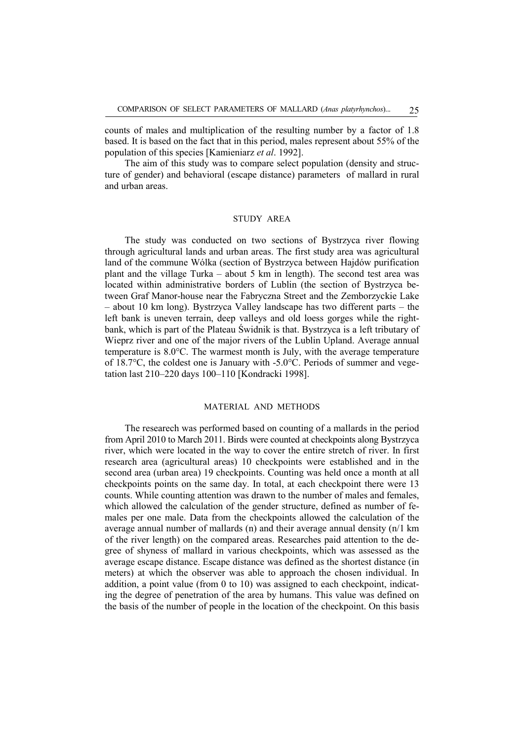counts of males and multiplication of the resulting number by a factor of 1.8 based. It is based on the fact that in this period, males represent about 55% of the population of this species [Kamieniarz *et al*. 1992].

The aim of this study was to compare select population (density and structure of gender) and behavioral (escape distance) parameters of mallard in rural and urban areas.

## STUDY AREA

The study was conducted on two sections of Bystrzyca river flowing through agricultural lands and urban areas. The first study area was agricultural land of the commune Wólka (section of Bystrzyca between Hajdów purification plant and the village Turka – about 5 km in length). The second test area was located within administrative borders of Lublin (the section of Bystrzyca between Graf Manor-house near the Fabryczna Street and the Zemborzyckie Lake – about 10 km long). Bystrzyca Valley landscape has two different parts – the left bank is uneven terrain, deep valleys and old loess gorges while the right-bank, which is part of the Plateau Świdnik is that. Bystrzyca is a left tributary of Wieprz river and one of the major rivers of the Lublin Upland. Average annual temperature is 8.0°C. The warmest month is July, with the average temperature of 18.7°C, the coldest one is January with -5.0°C. Periods of summer and vegetation last 210–220 days 100–110 [Kondracki 1998].

## MATERIAL AND METHODS

The researech was performed based on counting of a mallards in the period from April 2010 to March 2011. Birds were counted at checkpoints along Bystrzyca river, which were located in the way to cover the entire stretch of river. In first research area (agricultural areas) 10 checkpoints were established and in the second area (urban area) 19 checkpoints. Counting was held once a month at all checkpoints points on the same day. In total, at each checkpoint there were 13 counts. While counting attention was drawn to the number of males and females, which allowed the calculation of the gender structure, defined as number of females per one male. Data from the checkpoints allowed the calculation of the average annual number of mallards (n) and their average annual density (n/1 km of the river length) on the compared areas. Researches paid attention to the degree of shyness of mallard in various checkpoints, which was assessed as the average escape distance. Escape distance was defined as the shortest distance (in meters) at which the observer was able to approach the chosen individual. In addition, a point value (from 0 to 10) was assigned to each checkpoint, indicating the degree of penetration of the area by humans. This value was defined on the basis of the number of people in the location of the checkpoint. On this basis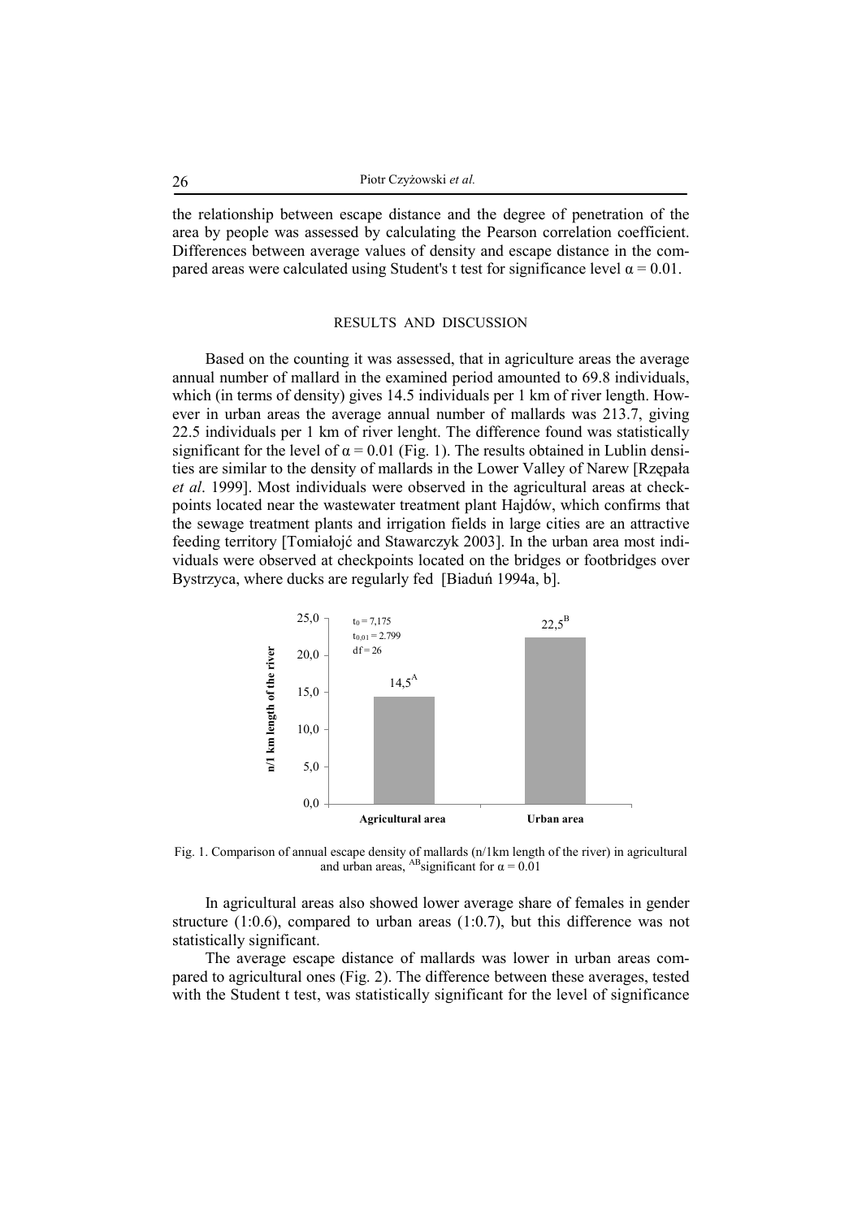the relationship between escape distance and the degree of penetration of the area by people was assessed by calculating the Pearson correlation coefficient. Differences between average values of density and escape distance in the compared areas were calculated using Student's t test for significance level $\alpha = 0.01$.

## RESULTS AND DISCUSSION

Based on the counting it was assessed, that in agriculture areas the average annual number of mallard in the examined period amounted to 69.8 individuals, which (in terms of density) gives 14.5 individuals per 1 km of river length. However in urban areas the average annual number of mallards was 213.7, giving 22.5 individuals per 1 km of river lenght. The difference found was statistically significant for the level of $\alpha = 0.01$ (Fig. 1). The results obtained in Lublin densities are similar to the density of mallards in the Lower Valley of Narew [Rzępała *et al*. 1999]. Most individuals were observed in the agricultural areas at checkpoints located near the wastewater treatment plant Hajdów, which confirms that the sewage treatment plants and irrigation fields in large cities are an attractive feeding territory [Tomiałojć and Stawarczyk 2003]. In the urban area most individuals were observed at checkpoints located on the bridges or footbridges over Bystrzyca, where ducks are regularly fed [Biaduń 1994a, b].

Fig. 1. Comparison of annual escape density of mallards (n/1km length of the river) in agricultural and urban areas, $^{AB}$significant for $\alpha = 0.01$

In agricultural areas also showed lower average share of females in gender structure (1:0.6), compared to urban areas (1:0.7), but this difference was not statistically significant.

The average escape distance of mallards was lower in urban areas compared to agricultural ones (Fig. 2). The difference between these averages, tested with the Student t test, was statistically significant for the level of significance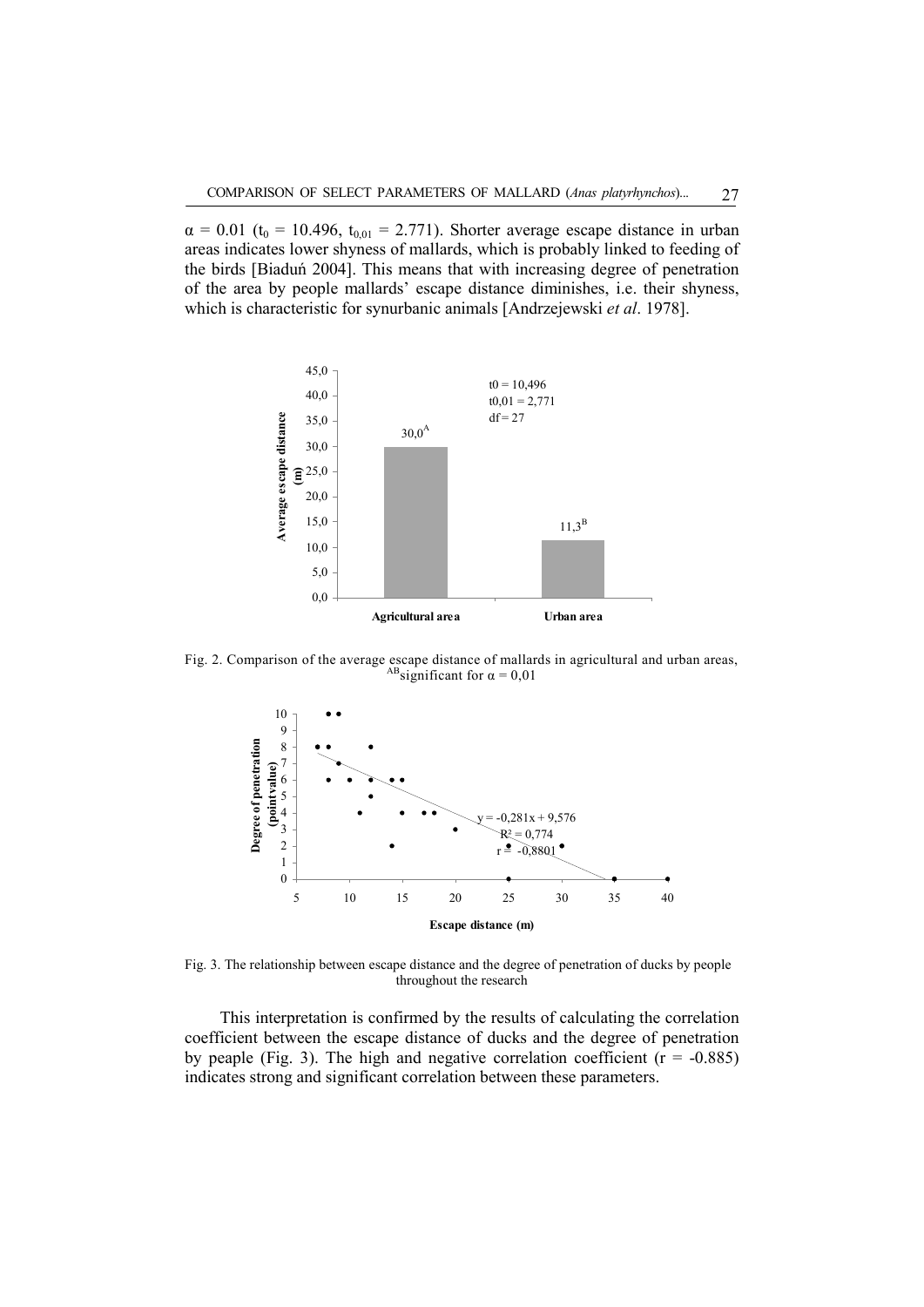$\alpha = 0.01$ ($t_0 = 10.496$, $t_{0,01} = 2.771$). Shorter average escape distance in urban areas indicates lower shyness of mallards, which is probably linked to feeding of the birds [Biaduń 2004]. This means that with increasing degree of penetration of the area by people mallards' escape distance diminishes, i.e. their shyness, which is characteristic for synurbanic animals [Andrzejewski *et al*. 1978].

Fig. 2. Comparison of the average escape distance of mallards in agricultural and urban areas, [AB]significant for $\alpha = 0,01$

Fig. 3. The relationship between escape distance and the degree of penetration of ducks by people throughout the research

This interpretation is confirmed by the results of calculating the correlation coefficient between the escape distance of ducks and the degree of penetration by peaple (Fig. 3). The high and negative correlation coefficient ($r = -0.885$) indicates strong and significant correlation between these parameters.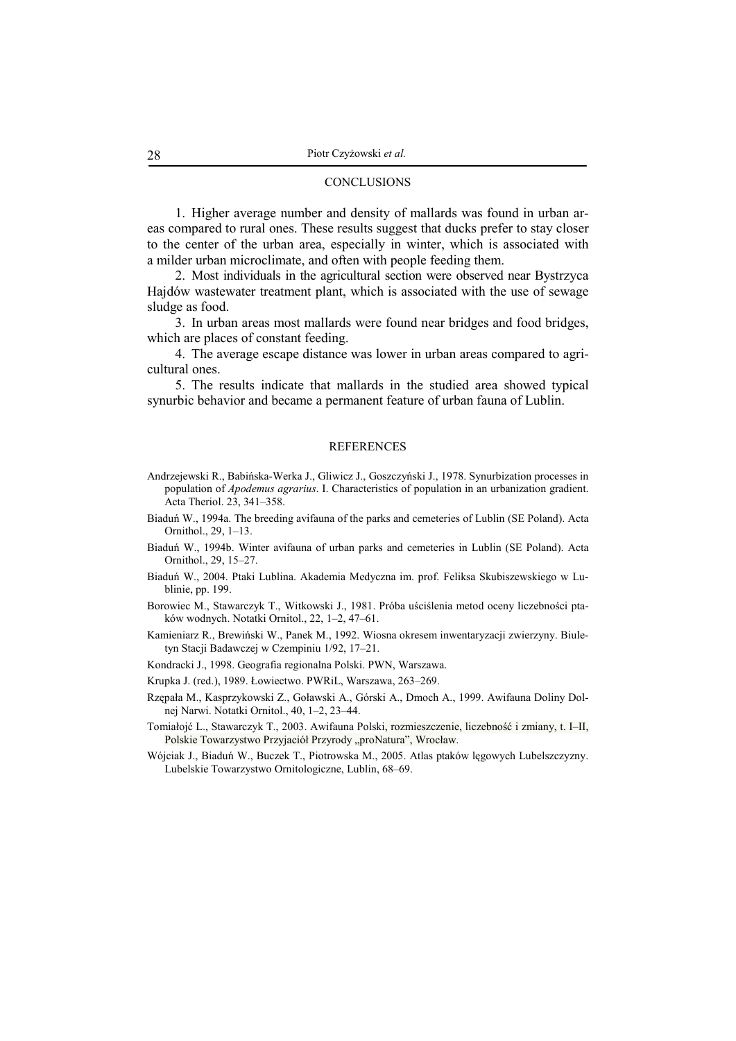## CONCLUSIONS

1. Higher average number and density of mallards was found in urban areas compared to rural ones. These results suggest that ducks prefer to stay closer to the center of the urban area, especially in winter, which is associated with a milder urban microclimate, and often with people feeding them.

2. Most individuals in the agricultural section were observed near Bystrzyca Hajdów wastewater treatment plant, which is associated with the use of sewage sludge as food.

3. In urban areas most mallards were found near bridges and food bridges, which are places of constant feeding.

4. The average escape distance was lower in urban areas compared to agricultural ones.

5. The results indicate that mallards in the studied area showed typical synurbic behavior and became a permanent feature of urban fauna of Lublin.

## REFERENCES

Andrzejewski R., Babińska-Werka J., Gliwicz J., Goszczyński J., 1978. Synurbization processes in population of *Apodemus agrarius*. I. Characteristics of population in an urbanization gradient. Acta Theriol. 23, 341–358.

Biaduń W., 1994a. The breeding avifauna of the parks and cemeteries of Lublin (SE Poland). Acta Ornithol., 29, 1–13.

Biaduń W., 1994b. Winter avifauna of urban parks and cemeteries in Lublin (SE Poland). Acta Ornithol., 29, 15–27.

Biaduń W., 2004. Ptaki Lublina. Akademia Medyczna im. prof. Feliksa Skubiszewskiego w Lublinie, pp. 199.

Borowiec M., Stawarczyk T., Witkowski J., 1981. Próba uściślenia metod oceny liczebności ptaków wodnych. Notatki Ornitol., 22, 1–2, 47–61.

Kamieniarz R., Brewiński W., Panek M., 1992. Wiosna okresem inwentaryzacji zwierzyny. Biuletyn Stacji Badawczej w Czempiniu 1/92, 17–21.

Kondracki J., 1998. Geografia regionalna Polski. PWN, Warszawa.

Krupka J. (red.), 1989. Łowiectwo. PWRiL, Warszawa, 263–269.

Rzępała M., Kasprzykowski Z., Goławski A., Górski A., Dmoch A., 1999. Awifauna Doliny Dolnej Narwi. Notatki Ornitol., 40, 1–2, 23–44.

Tomiałojć L., Stawarczyk T., 2003. Awifauna Polski, rozmieszczenie, liczebność i zmiany, t. I–II, Polskie Towarzystwo Przyjaciół Przyrody „proNatura", Wrocław.

Wójciak J., Biaduń W., Buczek T., Piotrowska M., 2005. Atlas ptaków lęgowych Lubelszczyzny. Lubelskie Towarzystwo Ornitologiczne, Lublin, 68–69.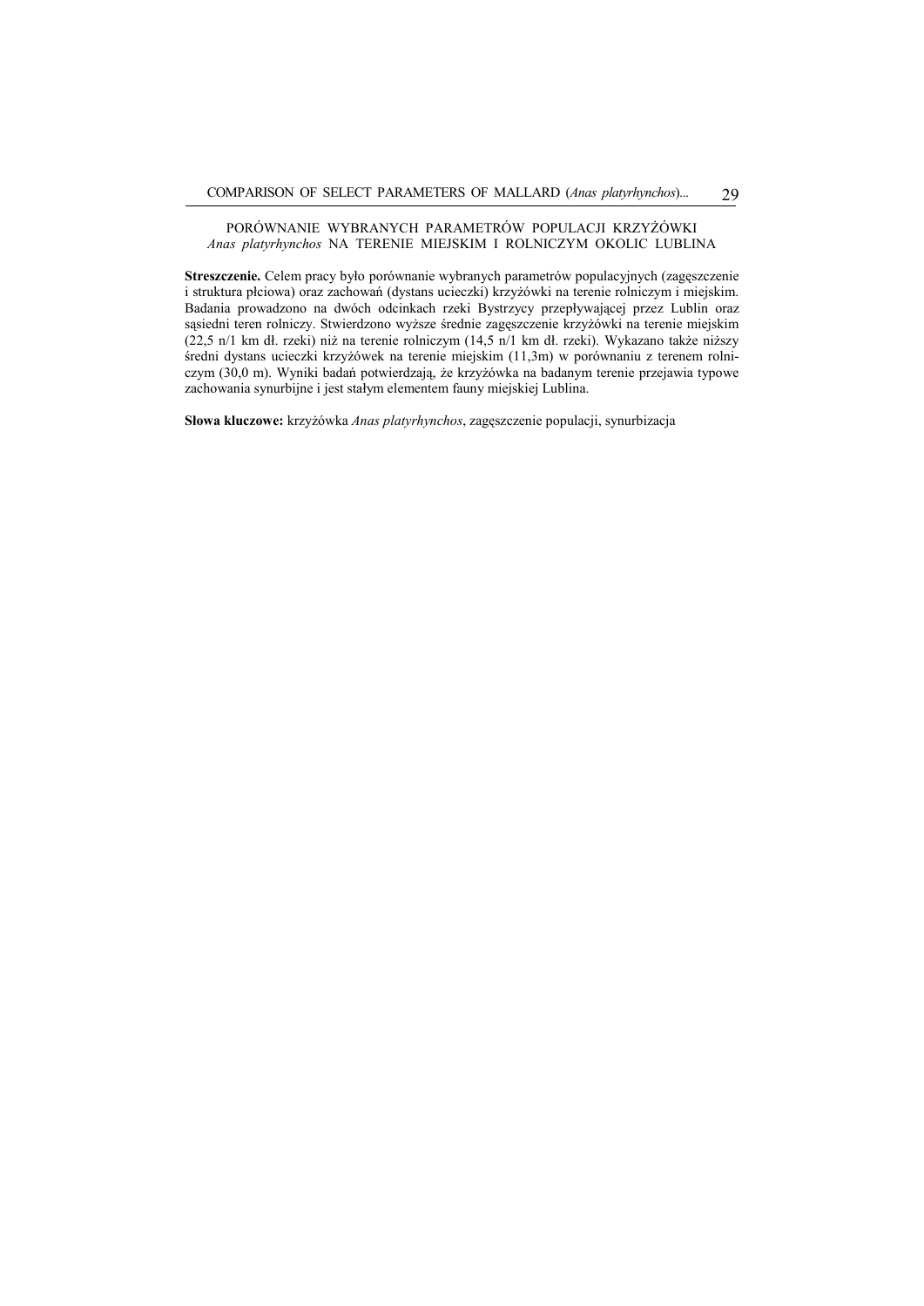## PORÓWNANIE WYBRANYCH PARAMETRÓW POPULACJI KRZYŻÓWKI *Anas platyrhynchos* NA TERENIE MIEJSKIM I ROLNICZYM OKOLIC LUBLINA

**Streszczenie.** Celem pracy było porównanie wybranych parametrów populacyjnych (zagęszczenie i struktura płciowa) oraz zachowań (dystans ucieczki) krzyżówki na terenie rolniczym i miejskim. Badania prowadzono na dwóch odcinkach rzeki Bystrzycy przepływającej przez Lublin oraz sąsiedni teren rolniczy. Stwierdzono wyższe średnie zagęszczenie krzyżówki na terenie miejskim (22,5 n/1 km dł. rzeki) niż na terenie rolniczym (14,5 n/1 km dł. rzeki). Wykazano także niższy średni dystans ucieczki krzyżówek na terenie miejskim (11,3m) w porównaniu z terenem rolniczym (30,0 m). Wyniki badań potwierdzają, że krzyżówka na badanym terenie przejawia typowe zachowania synurbijne i jest stałym elementem fauny miejskiej Lublina.

**Słowa kluczowe:** krzyżówka *Anas platyrhynchos*, zagęszczenie populacji, synurbizacja